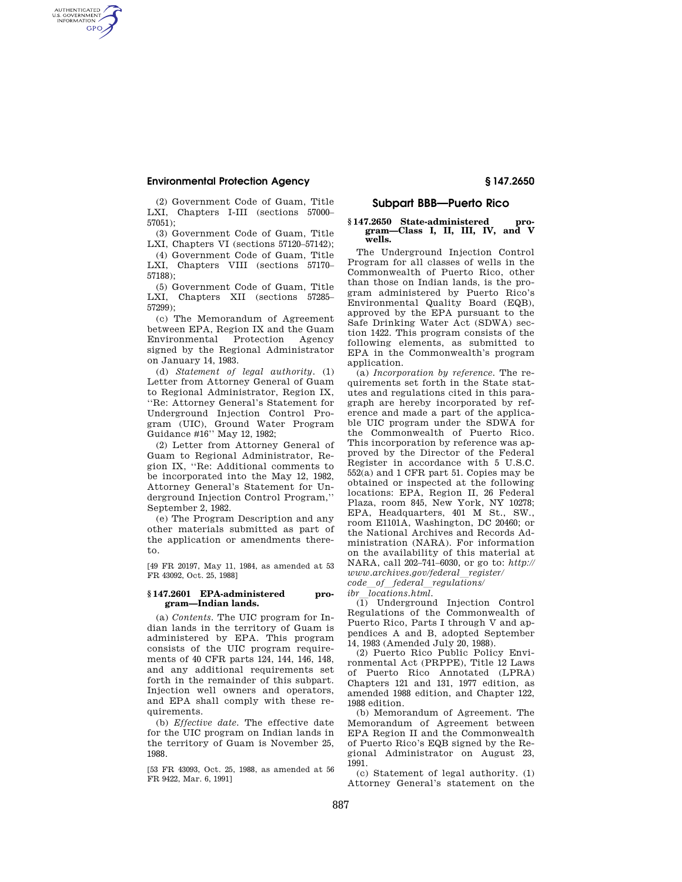(2) Government Code of Guam, Title LXI, Chapters I-III (sections 57000–57051);

(3) Government Code of Guam, Title LXI, Chapters VI (sections 57120–57142);

(4) Government Code of Guam, Title LXI, Chapters VIII (sections 57170–57188);

(5) Government Code of Guam, Title LXI, Chapters XII (sections 57285–57299);

(c) The Memorandum of Agreement between EPA, Region IX and the Guam Environmental Protection Agency signed by the Regional Administrator on January 14, 1983.

(d) *Statement of legal authority.* (1) Letter from Attorney General of Guam to Regional Administrator, Region IX, ''Re: Attorney General's Statement for Underground Injection Control Program (UIC), Ground Water Program Guidance #16'' May 12, 1982;

(2) Letter from Attorney General of Guam to Regional Administrator, Region IX, ''Re: Additional comments to be incorporated into the May 12, 1982, Attorney General's Statement for Underground Injection Control Program,'' September 2, 1982.

(e) The Program Description and any other materials submitted as part of the application or amendments thereto.

[49 FR 20197, May 11, 1984, as amended at 53 FR 43092, Oct. 25, 1988]

### § 147.2601 EPA-administered program—Indian lands.

(a) *Contents.* The UIC program for Indian lands in the territory of Guam is administered by EPA. This program consists of the UIC program requirements of 40 CFR parts 124, 144, 146, 148, and any additional requirements set forth in the remainder of this subpart. Injection well owners and operators, and EPA shall comply with these requirements.

(b) *Effective date.* The effective date for the UIC program on Indian lands in the territory of Guam is November 25, 1988.

[53 FR 43093, Oct. 25, 1988, as amended at 56 FR 9422, Mar. 6, 1991]

## Subpart BBB—Puerto Rico

### § 147.2650 State-administered program—Class I, II, III, IV, and V wells.

The Underground Injection Control Program for all classes of wells in the Commonwealth of Puerto Rico, other than those on Indian lands, is the program administered by Puerto Rico's Environmental Quality Board (EQB), approved by the EPA pursuant to the Safe Drinking Water Act (SDWA) section 1422. This program consists of the following elements, as submitted to EPA in the Commonwealth's program application.

(a) *Incorporation by reference.* The requirements set forth in the State statutes and regulations cited in this paragraph are hereby incorporated by reference and made a part of the applicable UIC program under the SDWA for the Commonwealth of Puerto Rico. This incorporation by reference was approved by the Director of the Federal Register in accordance with 5 U.S.C. 552(a) and 1 CFR part 51. Copies may be obtained or inspected at the following locations: EPA, Region II, 26 Federal Plaza, room 845, New York, NY 10278; EPA, Headquarters, 401 M St., SW., room E1101A, Washington, DC 20460; or the National Archives and Records Administration (NARA). For information on the availability of this material at NARA, call 202–741–6030, or go to: *http://www.archives.gov/federal_register/code_of_federal_regulations/ibr_locations.html.*

(1) Underground Injection Control Regulations of the Commonwealth of Puerto Rico, Parts I through V and appendices A and B, adopted September 14, 1983 (Amended July 20, 1988).

(2) Puerto Rico Public Policy Environmental Act (PRPPE), Title 12 Laws of Puerto Rico Annotated (LPRA) Chapters 121 and 131, 1977 edition, as amended 1988 edition, and Chapter 122, 1988 edition.

(b) Memorandum of Agreement. The Memorandum of Agreement between EPA Region II and the Commonwealth of Puerto Rico's EQB signed by the Regional Administrator on August 23, 1991.

(c) Statement of legal authority. (1) Attorney General's statement on the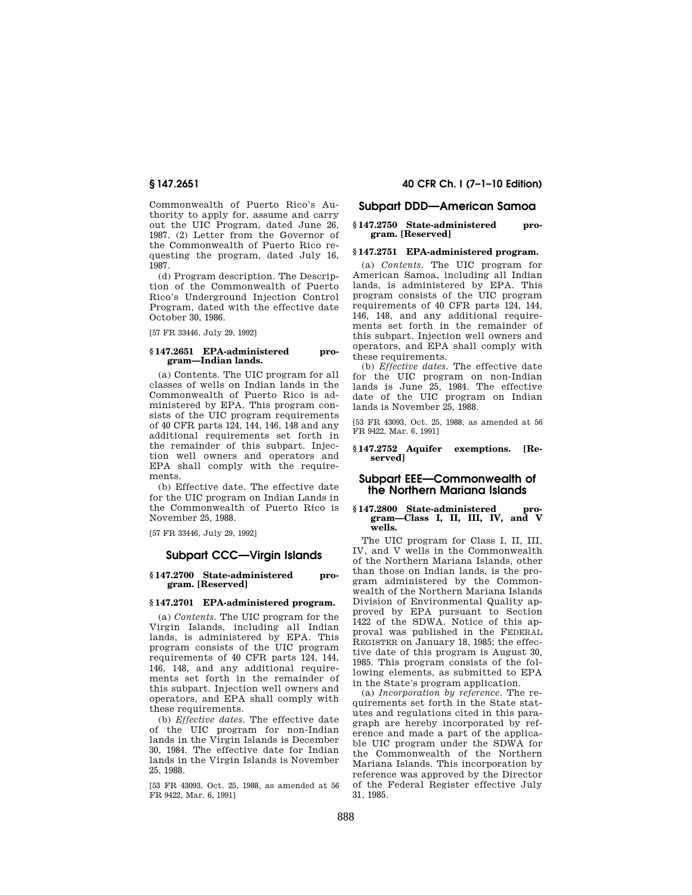Commonwealth of Puerto Rico's Authority to apply for, assume and carry out the UIC Program, dated June 26, 1987. (2) Letter from the Governor of the Commonwealth of Puerto Rico requesting the program, dated July 16, 1987.

(d) Program description. The Description of the Commonwealth of Puerto Rico's Underground Injection Control Program, dated with the effective date October 30, 1986.

[57 FR 33446, July 29, 1992]

### § 147.2651 EPA-administered program—Indian lands.

(a) Contents. The UIC program for all classes of wells on Indian lands in the Commonwealth of Puerto Rico is administered by EPA. This program consists of the UIC program requirements of 40 CFR parts 124, 144, 146, 148 and any additional requirements set forth in the remainder of this subpart. Injection well owners and operators and EPA shall comply with the requirements.

(b) Effective date. The effective date for the UIC program on Indian Lands in the Commonwealth of Puerto Rico is November 25, 1988.

[57 FR 33446, July 29, 1992]

## Subpart CCC—Virgin Islands

### § 147.2700 State-administered program. [Reserved]

### § 147.2701 EPA-administered program.

(a) *Contents.* The UIC program for the Virgin Islands, including all Indian lands, is administered by EPA. This program consists of the UIC program requirements of 40 CFR parts 124, 144, 146, 148, and any additional requirements set forth in the remainder of this subpart. Injection well owners and operators, and EPA shall comply with these requirements.

(b) *Effective dates.* The effective date of the UIC program for non-Indian lands in the Virgin Islands is December 30, 1984. The effective date for Indian lands in the Virgin Islands is November 25, 1988.

[53 FR 43093, Oct. 25, 1988, as amended at 56 FR 9422, Mar. 6, 1991]

## Subpart DDD—American Samoa

### § 147.2750 State-administered program. [Reserved]

### § 147.2751 EPA-administered program.

(a) *Contents.* The UIC program for American Samoa, including all Indian lands, is administered by EPA. This program consists of the UIC program requirements of 40 CFR parts 124, 144, 146, 148, and any additional requirements set forth in the remainder of this subpart. Injection well owners and operators, and EPA shall comply with these requirements.

(b) *Effective dates.* The effective date for the UIC program on non-Indian lands is June 25, 1984. The effective date of the UIC program on Indian lands is November 25, 1988.

[53 FR 43093, Oct. 25, 1988, as amended at 56 FR 9422, Mar. 6, 1991]

### § 147.2752 Aquifer exemptions. [Reserved]

## Subpart EEE—Commonwealth of the Northern Mariana Islands

### § 147.2800 State-administered program—Class I, II, III, IV, and V wells.

The UIC program for Class I, II, III, IV, and V wells in the Commonwealth of the Northern Mariana Islands, other than those on Indian lands, is the program administered by the Commonwealth of the Northern Mariana Islands Division of Environmental Quality approved by EPA pursuant to Section 1422 of the SDWA. Notice of this approval was published in the FEDERAL REGISTER on January 18, 1985; the effective date of this program is August 30, 1985. This program consists of the following elements, as submitted to EPA in the State's program application.

(a) *Incorporation by reference.* The requirements set forth in the State statutes and regulations cited in this paragraph are hereby incorporated by reference and made a part of the applicable UIC program under the SDWA for the Commonwealth of the Northern Mariana Islands. This incorporation by reference was approved by the Director of the Federal Register effective July 31, 1985.